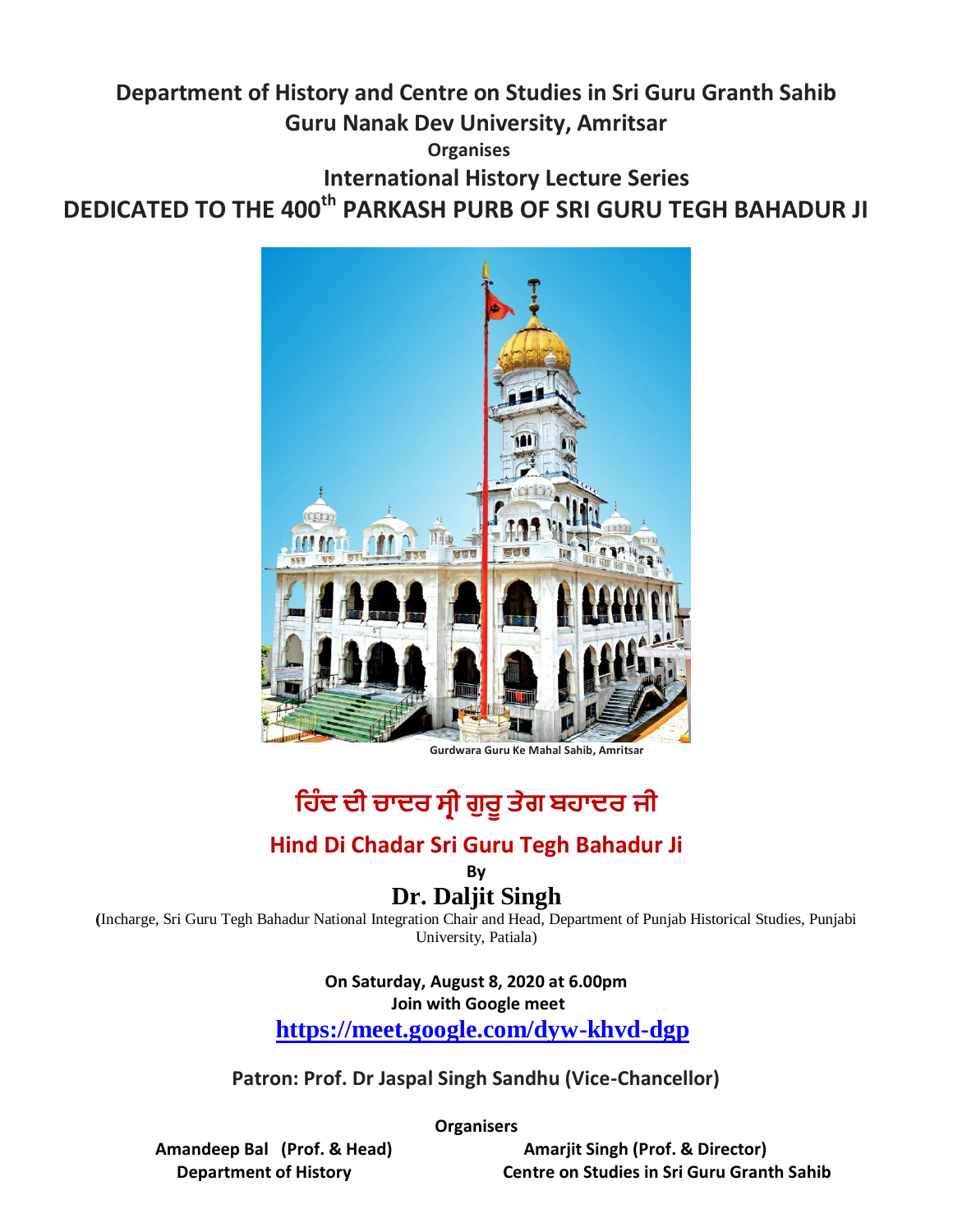# Department of History and Centre on Studies in Sri Guru Granth Sahib

## Guru Nanak Dev University, Amritsar

**Organises**

## International History Lecture Series

## DEDICATED TO THE 400th PARKASH PURB OF SRI GURU TEGH BAHADUR JI

Gurdwara Guru Ke Mahal Sahib, Amritsar

# ਹਿੰਦ ਦੀ ਚਾਦਰ ਸ੍ਰੀ ਗੁਰੂ ਤੇਗ ਬਹਾਦਰ ਜੀ

## Hind Di Chadar Sri Guru Tegh Bahadur Ji

**By**

## Dr. Daljit Singh

(Incharge, Sri Guru Tegh Bahadur National Integration Chair and Head, Department of Punjab Historical Studies, Punjabi University, Patiala)

**On Saturday, August 8, 2020 at 6.00pm**

**Join with Google meet**

**https://meet.google.com/dyw-khvd-dgp**

**Patron: Prof. Dr Jaspal Singh Sandhu (Vice-Chancellor)**

**Organisers**

**Amandeep Bal (Prof. & Head)**
**Department of History**

**Amarjit Singh (Prof. & Director)**
**Centre on Studies in Sri Guru Granth Sahib**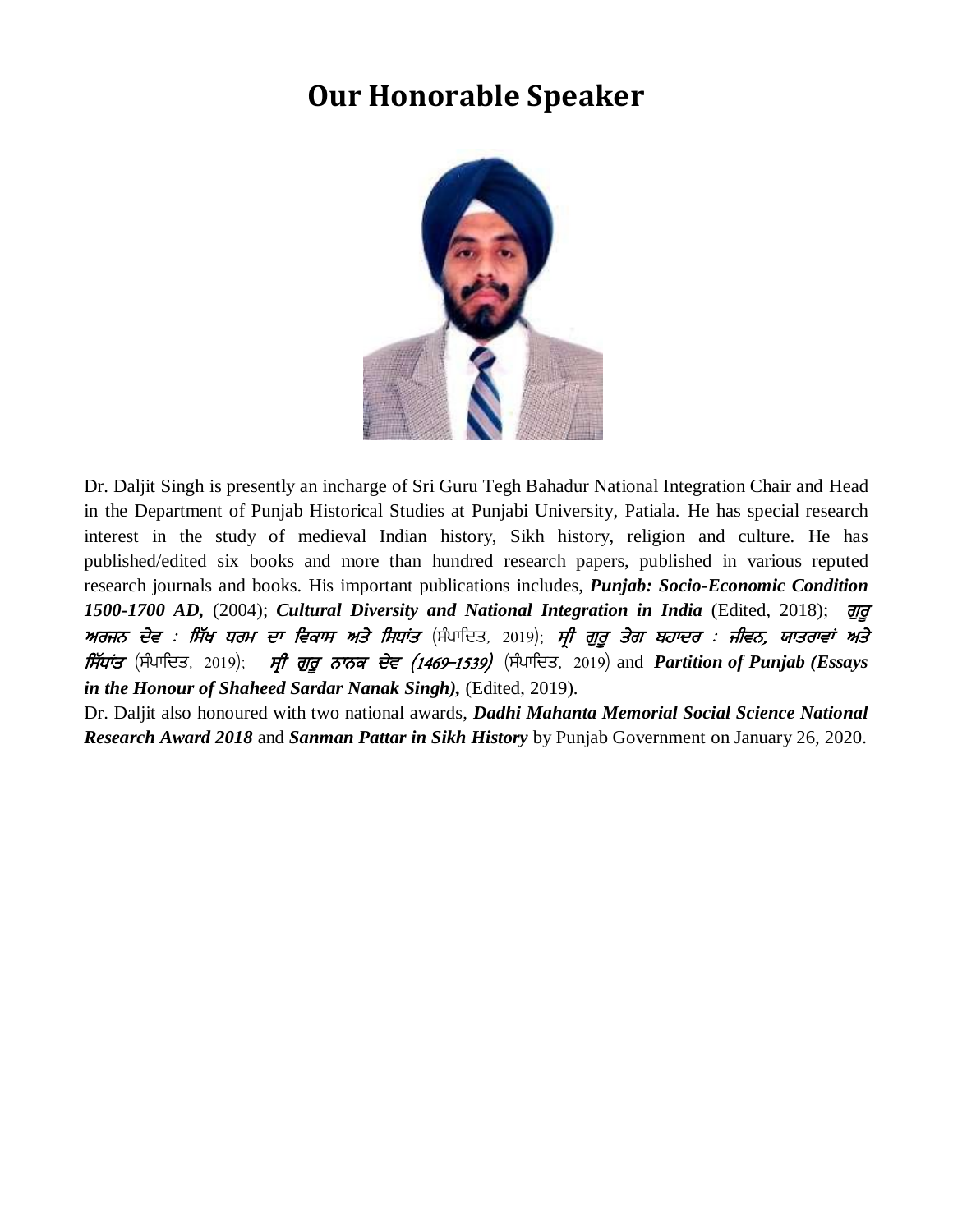# Our Honorable Speaker

Dr. Daljit Singh is presently an incharge of Sri Guru Tegh Bahadur National Integration Chair and Head in the Department of Punjab Historical Studies at Punjabi University, Patiala. He has special research interest in the study of medieval Indian history, Sikh history, religion and culture. He has published/edited six books and more than hundred research papers, published in various reputed research journals and books. His important publications includes, ***Punjab: Socio-Economic Condition 1500-1700 AD,*** (2004); ***Cultural Diversity and National Integration in India*** (Edited, 2018); ***ਗੁਰੂ ਅਰਜਨ ਦੇਵ : ਸਿੱਖ ਧਰਮ ਦਾ ਵਿਕਾਸ ਅਤੇ ਸਿਧਾਂਤ*** (ਸੰਪਾਦਿਤ, 2019); ***ਸ੍ਰੀ ਗੁਰੂ ਤੇਗ ਬਹਾਦਰ : ਜੀਵਨ, ਯਾਤਰਾਵਾਂ ਅਤੇ ਸਿੱਧਾਂਤ*** (ਸੰਪਾਦਿਤ, 2019); ***ਸ੍ਰੀ ਗੁਰੂ ਨਾਨਕ ਦੇਵ (1469–1539)*** (ਸੰਪਾਦਿਤ, 2019) and ***Partition of Punjab (Essays in the Honour of Shaheed Sardar Nanak Singh),*** (Edited, 2019).

Dr. Daljit also honoured with two national awards, ***Dadhi Mahanta Memorial Social Science National Research Award 2018*** and ***Sanman Pattar in Sikh History*** by Punjab Government on January 26, 2020.